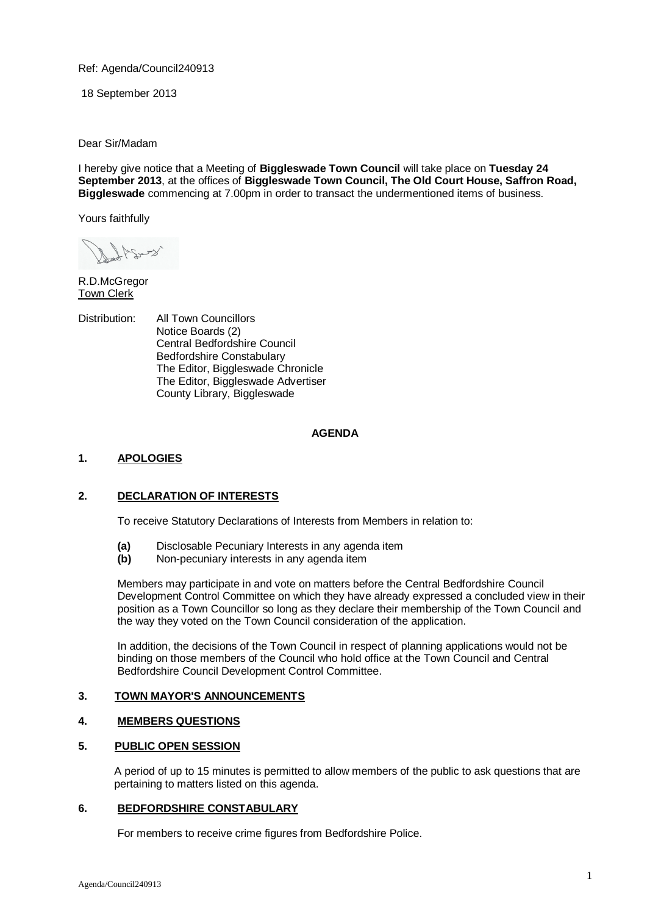Ref: Agenda/Council240913

18 September 2013

Dear Sir/Madam

I hereby give notice that a Meeting of **Biggleswade Town Council** will take place on **Tuesday 24 September 2013**, at the offices of **Biggleswade Town Council, The Old Court House, Saffron Road, Biggleswade** commencing at 7.00pm in order to transact the undermentioned items of business.

Yours faithfully

R.D.McGregor
Town Clerk

Distribution: All Town Councillors
Notice Boards (2)
Central Bedfordshire Council
Bedfordshire Constabulary
The Editor, Biggleswade Chronicle
The Editor, Biggleswade Advertiser
County Library, Biggleswade

## AGENDA

### 1. APOLOGIES

### 2. DECLARATION OF INTERESTS

To receive Statutory Declarations of Interests from Members in relation to:

**(a)** Disclosable Pecuniary Interests in any agenda item
**(b)** Non-pecuniary interests in any agenda item

Members may participate in and vote on matters before the Central Bedfordshire Council Development Control Committee on which they have already expressed a concluded view in their position as a Town Councillor so long as they declare their membership of the Town Council and the way they voted on the Town Council consideration of the application.

In addition, the decisions of the Town Council in respect of planning applications would not be binding on those members of the Council who hold office at the Town Council and Central Bedfordshire Council Development Control Committee.

### 3. TOWN MAYOR'S ANNOUNCEMENTS

### 4. MEMBERS QUESTIONS

### 5. PUBLIC OPEN SESSION

A period of up to 15 minutes is permitted to allow members of the public to ask questions that are pertaining to matters listed on this agenda.

### 6. BEDFORDSHIRE CONSTABULARY

For members to receive crime figures from Bedfordshire Police.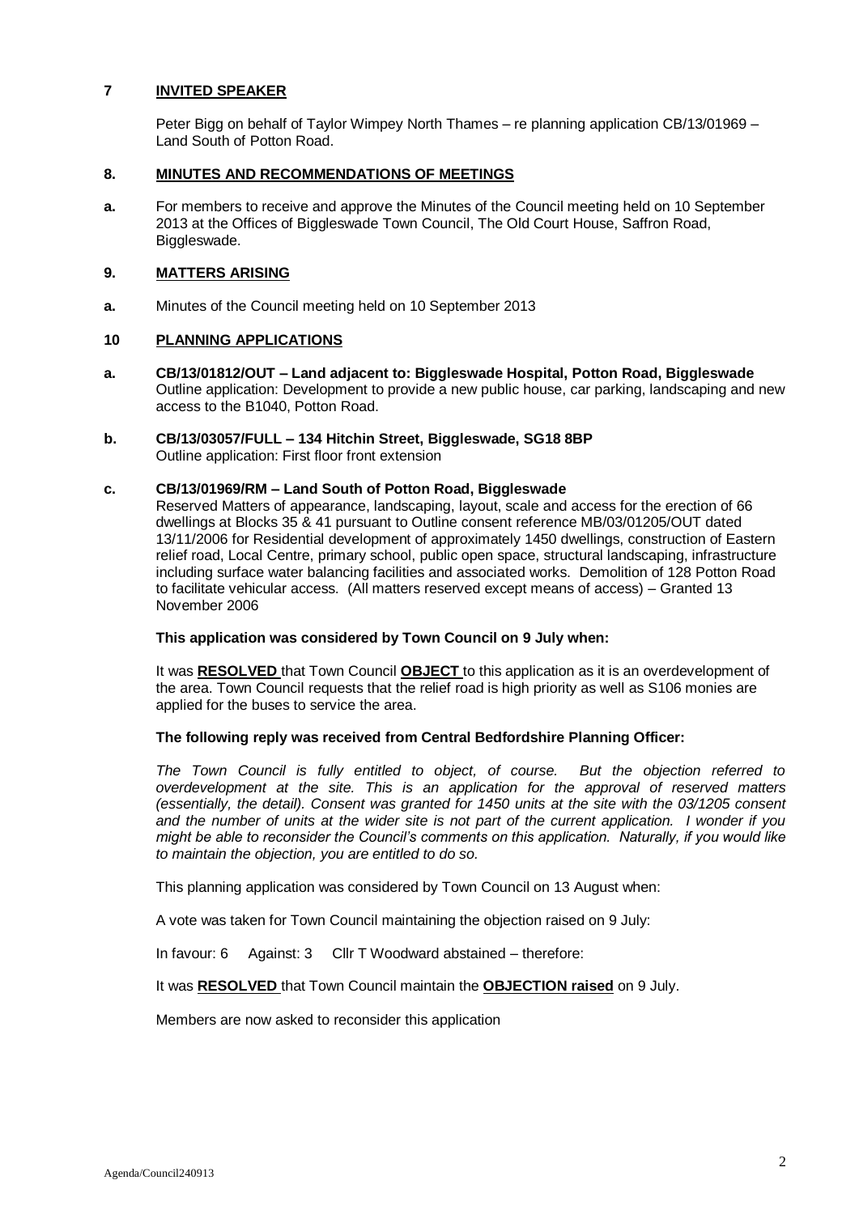## 7 INVITED SPEAKER

Peter Bigg on behalf of Taylor Wimpey North Thames – re planning application CB/13/01969 – Land South of Potton Road.

## 8. MINUTES AND RECOMMENDATIONS OF MEETINGS

**a.** For members to receive and approve the Minutes of the Council meeting held on 10 September 2013 at the Offices of Biggleswade Town Council, The Old Court House, Saffron Road, Biggleswade.

## 9. MATTERS ARISING

**a.** Minutes of the Council meeting held on 10 September 2013

## 10 PLANNING APPLICATIONS

**a. CB/13/01812/OUT – Land adjacent to: Biggleswade Hospital, Potton Road, Biggleswade**
Outline application: Development to provide a new public house, car parking, landscaping and new access to the B1040, Potton Road.

**b. CB/13/03057/FULL – 134 Hitchin Street, Biggleswade, SG18 8BP**
Outline application: First floor front extension

**c. CB/13/01969/RM – Land South of Potton Road, Biggleswade**
Reserved Matters of appearance, landscaping, layout, scale and access for the erection of 66 dwellings at Blocks 35 & 41 pursuant to Outline consent reference MB/03/01205/OUT dated 13/11/2006 for Residential development of approximately 1450 dwellings, construction of Eastern relief road, Local Centre, primary school, public open space, structural landscaping, infrastructure including surface water balancing facilities and associated works. Demolition of 128 Potton Road to facilitate vehicular access. (All matters reserved except means of access) – Granted 13 November 2006

**This application was considered by Town Council on 9 July when:**

It was **RESOLVED** that Town Council **OBJECT** to this application as it is an overdevelopment of the area. Town Council requests that the relief road is high priority as well as S106 monies are applied for the buses to service the area.

**The following reply was received from Central Bedfordshire Planning Officer:**

*The Town Council is fully entitled to object, of course. But the objection referred to overdevelopment at the site. This is an application for the approval of reserved matters (essentially, the detail). Consent was granted for 1450 units at the site with the 03/1205 consent and the number of units at the wider site is not part of the current application. I wonder if you might be able to reconsider the Council's comments on this application. Naturally, if you would like to maintain the objection, you are entitled to do so.*

This planning application was considered by Town Council on 13 August when:

A vote was taken for Town Council maintaining the objection raised on 9 July:

In favour: 6 Against: 3 Cllr T Woodward abstained – therefore:

It was **RESOLVED** that Town Council maintain the **OBJECTION raised** on 9 July.

Members are now asked to reconsider this application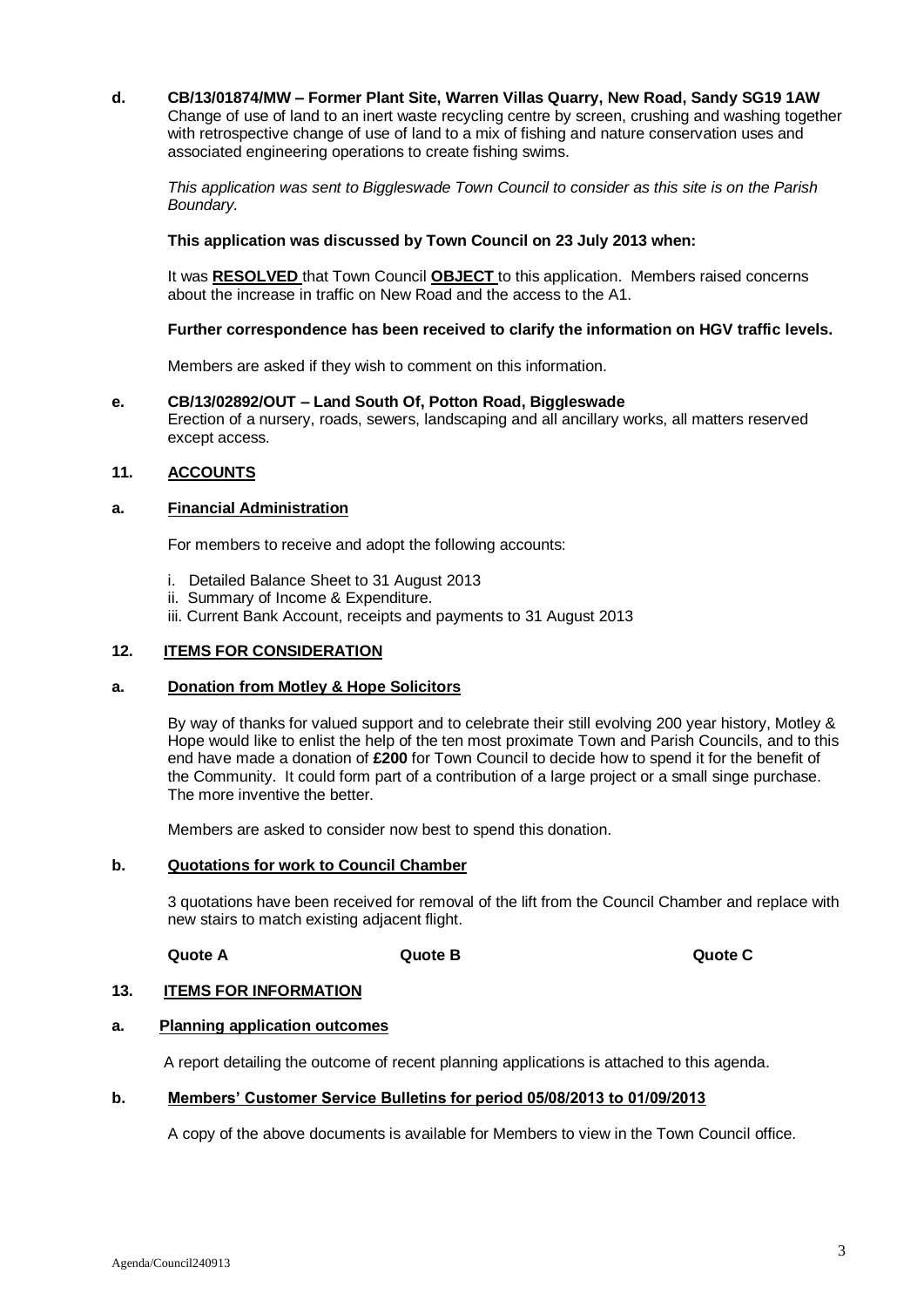**d. CB/13/01874/MW – Former Plant Site, Warren Villas Quarry, New Road, Sandy SG19 1AW**

Change of use of land to an inert waste recycling centre by screen, crushing and washing together with retrospective change of use of land to a mix of fishing and nature conservation uses and associated engineering operations to create fishing swims.

*This application was sent to Biggleswade Town Council to consider as this site is on the Parish Boundary.*

**This application was discussed by Town Council on 23 July 2013 when:**

It was **RESOLVED** that Town Council **OBJECT** to this application. Members raised concerns about the increase in traffic on New Road and the access to the A1.

**Further correspondence has been received to clarify the information on HGV traffic levels.**

Members are asked if they wish to comment on this information.

**e. CB/13/02892/OUT – Land South Of, Potton Road, Biggleswade**

Erection of a nursery, roads, sewers, landscaping and all ancillary works, all matters reserved except access.

## 11. ACCOUNTS

### a. Financial Administration

For members to receive and adopt the following accounts:

i. Detailed Balance Sheet to 31 August 2013
ii. Summary of Income & Expenditure.
iii. Current Bank Account, receipts and payments to 31 August 2013

## 12. ITEMS FOR CONSIDERATION

### a. Donation from Motley & Hope Solicitors

By way of thanks for valued support and to celebrate their still evolving 200 year history, Motley & Hope would like to enlist the help of the ten most proximate Town and Parish Councils, and to this end have made a donation of **£200** for Town Council to decide how to spend it for the benefit of the Community. It could form part of a contribution of a large project or a small singe purchase. The more inventive the better.

Members are asked to consider now best to spend this donation.

### b. Quotations for work to Council Chamber

3 quotations have been received for removal of the lift from the Council Chamber and replace with new stairs to match existing adjacent flight.

| **Quote A** | **Quote B** | **Quote C** |
|---|---|---|

## 13. ITEMS FOR INFORMATION

### a. Planning application outcomes

A report detailing the outcome of recent planning applications is attached to this agenda.

### b. Members' Customer Service Bulletins for period 05/08/2013 to 01/09/2013

A copy of the above documents is available for Members to view in the Town Council office.

Agenda/Council240913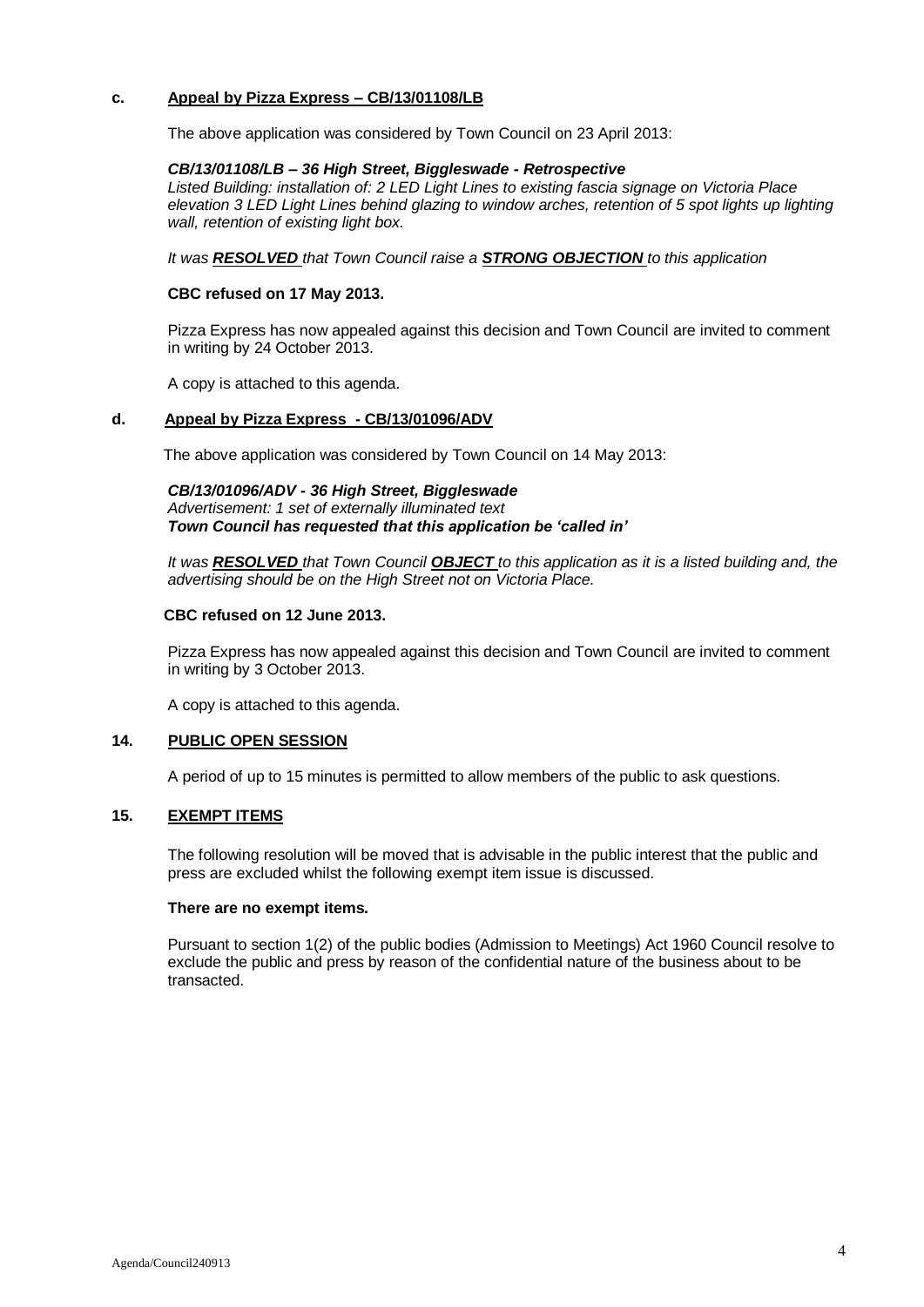**c. Appeal by Pizza Express – CB/13/01108/LB**

The above application was considered by Town Council on 23 April 2013:

***CB/13/01108/LB – 36 High Street, Biggleswade - Retrospective***
*Listed Building: installation of: 2 LED Light Lines to existing fascia signage on Victoria Place elevation 3 LED Light Lines behind glazing to window arches, retention of 5 spot lights up lighting wall, retention of existing light box.*

*It was **RESOLVED** that Town Council raise a **STRONG OBJECTION** to this application*

**CBC refused on 17 May 2013.**

Pizza Express has now appealed against this decision and Town Council are invited to comment in writing by 24 October 2013.

A copy is attached to this agenda.

**d. Appeal by Pizza Express - CB/13/01096/ADV**

The above application was considered by Town Council on 14 May 2013:

***CB/13/01096/ADV - 36 High Street, Biggleswade***
*Advertisement: 1 set of externally illuminated text*
***Town Council has requested that this application be 'called in'***

*It was **RESOLVED** that Town Council **OBJECT** to this application as it is a listed building and, the advertising should be on the High Street not on Victoria Place.*

**CBC refused on 12 June 2013.**

Pizza Express has now appealed against this decision and Town Council are invited to comment in writing by 3 October 2013.

A copy is attached to this agenda.

**14. PUBLIC OPEN SESSION**

A period of up to 15 minutes is permitted to allow members of the public to ask questions.

**15. EXEMPT ITEMS**

The following resolution will be moved that is advisable in the public interest that the public and press are excluded whilst the following exempt item issue is discussed.

**There are no exempt items.**

Pursuant to section 1(2) of the public bodies (Admission to Meetings) Act 1960 Council resolve to exclude the public and press by reason of the confidential nature of the business about to be transacted.